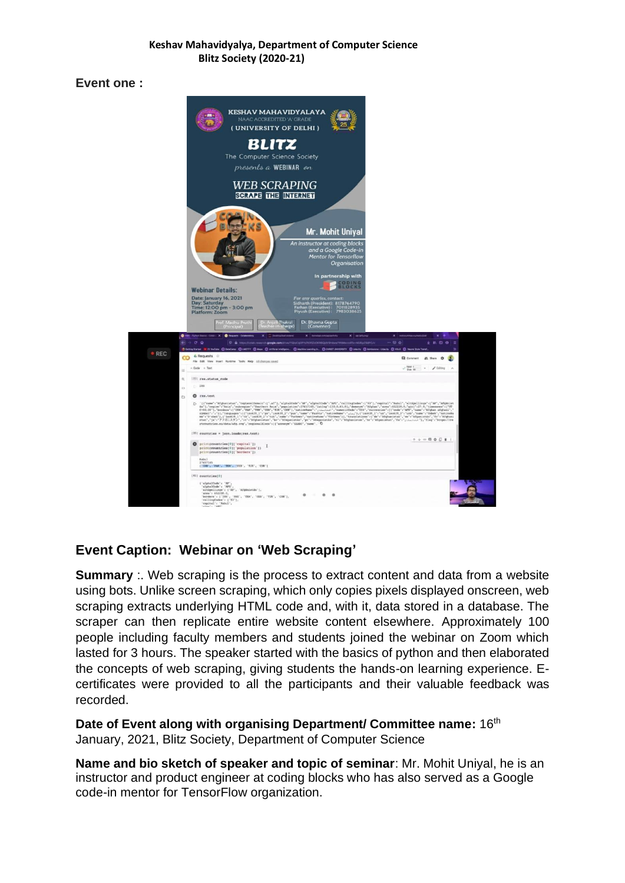**Keshav Mahavidyalya, Department of Computer Science**
**Blitz Society (2020-21)**

**Event one :**

## Event Caption: Webinar on 'Web Scraping'

**Summary** :. Web scraping is the process to extract content and data from a website using bots. Unlike screen scraping, which only copies pixels displayed onscreen, web scraping extracts underlying HTML code and, with it, data stored in a database. The scraper can then replicate entire website content elsewhere. Approximately 100 people including faculty members and students joined the webinar on Zoom which lasted for 3 hours. The speaker started with the basics of python and then elaborated the concepts of web scraping, giving students the hands-on learning experience. E-certificates were provided to all the participants and their valuable feedback was recorded.

**Date of Event along with organising Department/ Committee name:** 16th January, 2021, Blitz Society, Department of Computer Science

**Name and bio sketch of speaker and topic of seminar**: Mr. Mohit Uniyal, he is an instructor and product engineer at coding blocks who has also served as a Google code-in mentor for TensorFlow organization.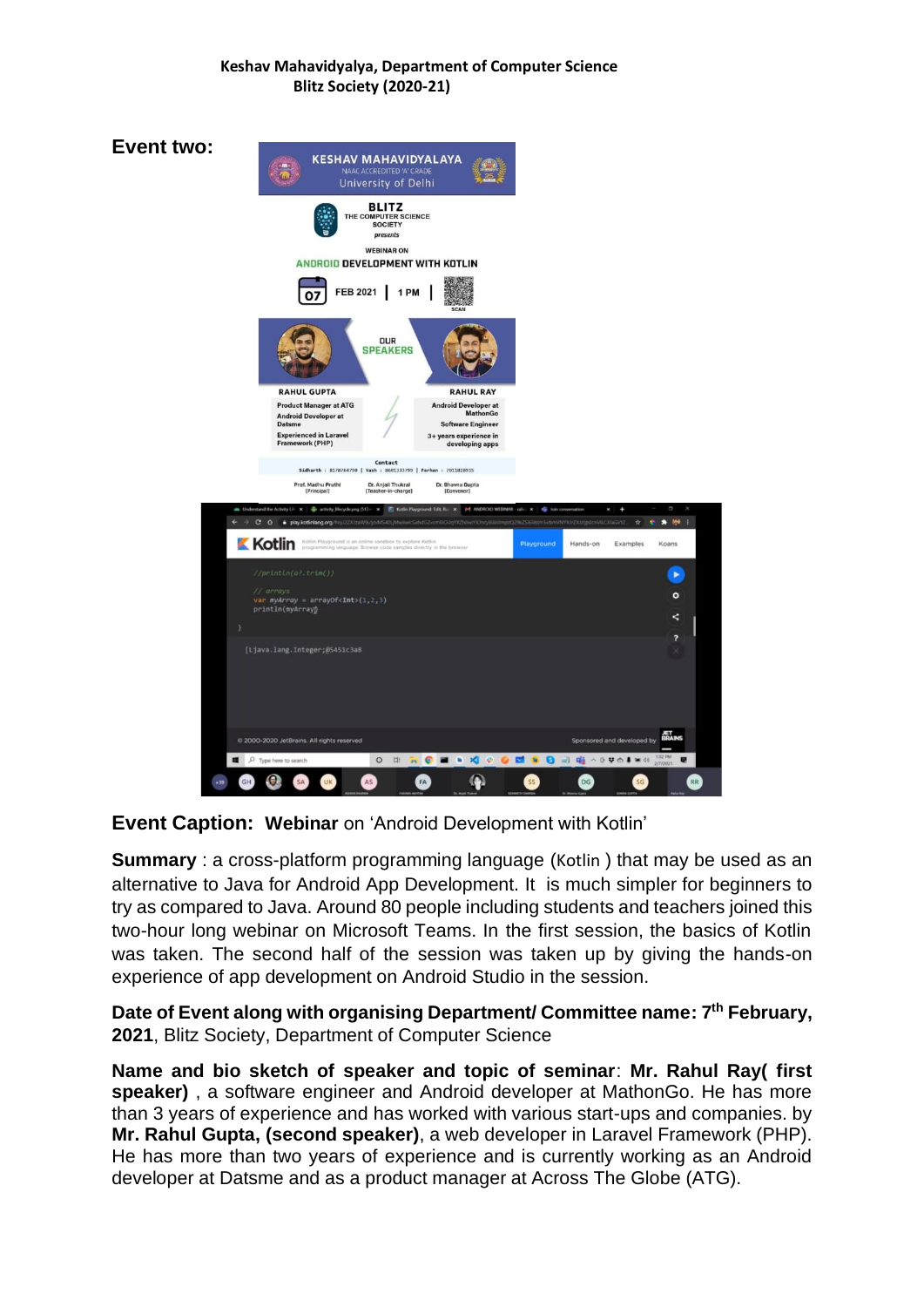Keshav Mahavidyalya, Department of Computer Science
Blitz Society (2020-21)

**Event two:**

**Event Caption: Webinar** on 'Android Development with Kotlin'

**Summary** : a cross-platform programming language (Kotlin ) that may be used as an alternative to Java for Android App Development. It is much simpler for beginners to try as compared to Java. Around 80 people including students and teachers joined this two-hour long webinar on Microsoft Teams. In the first session, the basics of Kotlin was taken. The second half of the session was taken up by giving the hands-on experience of app development on Android Studio in the session.

**Date of Event along with organising Department/ Committee name: 7th February, 2021**, Blitz Society, Department of Computer Science

**Name and bio sketch of speaker and topic of seminar**: **Mr. Rahul Ray( first speaker)** , a software engineer and Android developer at MathonGo. He has more than 3 years of experience and has worked with various start-ups and companies. by **Mr. Rahul Gupta, (second speaker)**, a web developer in Laravel Framework (PHP). He has more than two years of experience and is currently working as an Android developer at Datsme and as a product manager at Across The Globe (ATG).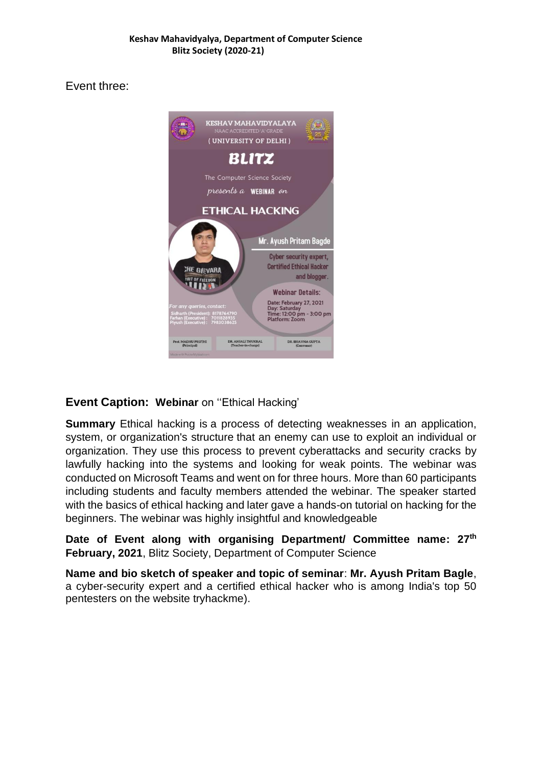**Keshav Mahavidyalya, Department of Computer Science**
**Blitz Society (2020-21)**

Event three:

**Event Caption: Webinar** on ''Ethical Hacking'

**Summary** Ethical hacking is a process of detecting weaknesses in an application, system, or organization's structure that an enemy can use to exploit an individual or organization. They use this process to prevent cyberattacks and security cracks by lawfully hacking into the systems and looking for weak points. The webinar was conducted on Microsoft Teams and went on for three hours. More than 60 participants including students and faculty members attended the webinar. The speaker started with the basics of ethical hacking and later gave a hands-on tutorial on hacking for the beginners. The webinar was highly insightful and knowledgeable

**Date of Event along with organising Department/ Committee name: 27th February, 2021**, Blitz Society, Department of Computer Science

**Name and bio sketch of speaker and topic of seminar**: **Mr. Ayush Pritam Bagle**, a cyber-security expert and a certified ethical hacker who is among India's top 50 pentesters on the website tryhackme).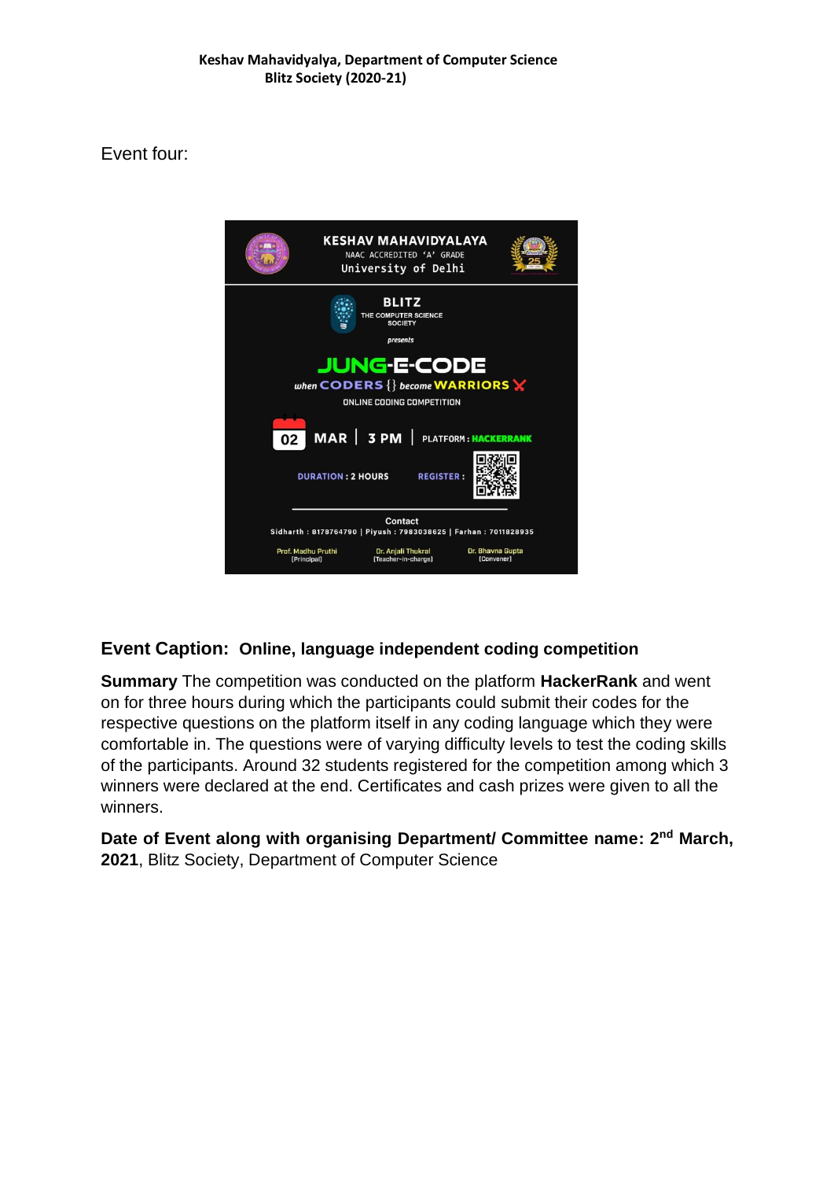**Keshav Mahavidyalaya, Department of Computer Science**
**Blitz Society (2020-21)**

Event four:

KESHAV MAHAVIDYALAYA
NAAC ACCREDITED 'A' GRADE
University of Delhi

BLITZ
THE COMPUTER SCIENCE SOCIETY

*presents*

**JUNG-E-CODE**

*when* CODERS {} *become* WARRIORS

ONLINE CODING COMPETITION

02 MAR | 3 PM | PLATFORM : HACKERRANK

DURATION : 2 HOURS

REGISTER :

Contact
Sidharth : 8178764790 | Piyush : 7983038625 | Farhan : 7011828935

Prof. Madhu Pruthi (Principal) | Dr. Anjali Thukral (Teacher-in-charge) | Dr. Bhavna Gupta (Convener)

**Event Caption: Online, language independent coding competition**

**Summary** The competition was conducted on the platform **HackerRank** and went on for three hours during which the participants could submit their codes for the respective questions on the platform itself in any coding language which they were comfortable in. The questions were of varying difficulty levels to test the coding skills of the participants. Around 32 students registered for the competition among which 3 winners were declared at the end. Certificates and cash prizes were given to all the winners.

**Date of Event along with organising Department/ Committee name: 2nd March, 2021**, Blitz Society, Department of Computer Science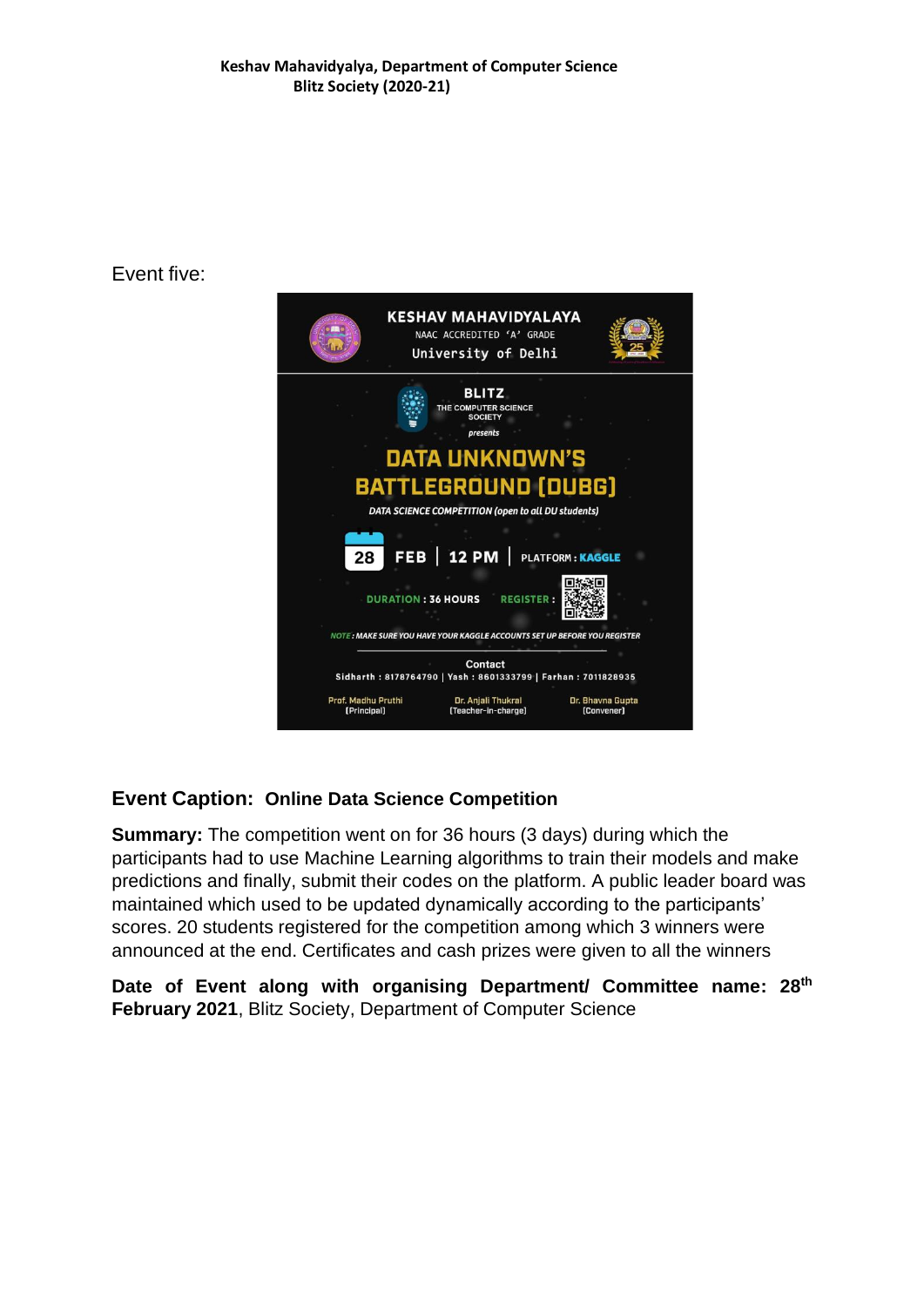Event five:

KESHAV MAHAVIDYALAYA
NAAC ACCREDITED 'A' GRADE
University of Delhi

BLITZ
THE COMPUTER SCIENCE SOCIETY
presents

DATA UNKNOWN'S BATTLEGROUND [DUBG]

DATA SCIENCE COMPETITION (open to all DU students)

28 FEB | 12 PM | PLATFORM : KAGGLE

DURATION : 36 HOURS REGISTER :

NOTE : MAKE SURE YOU HAVE YOUR KAGGLE ACCOUNTS SET UP BEFORE YOU REGISTER

Contact
Sidharth : 8178764790 | Yash : 8601333799 | Farhan : 7011828935

Prof. Madhu Pruthi (Principal) | Dr. Anjali Thukral (Teacher-in-charge) | Dr. Bhavna Gupta (Convener)

## Event Caption: Online Data Science Competition

**Summary:** The competition went on for 36 hours (3 days) during which the participants had to use Machine Learning algorithms to train their models and make predictions and finally, submit their codes on the platform. A public leader board was maintained which used to be updated dynamically according to the participants' scores. 20 students registered for the competition among which 3 winners were announced at the end. Certificates and cash prizes were given to all the winners

**Date of Event along with organising Department/ Committee name: 28th February 2021**, Blitz Society, Department of Computer Science